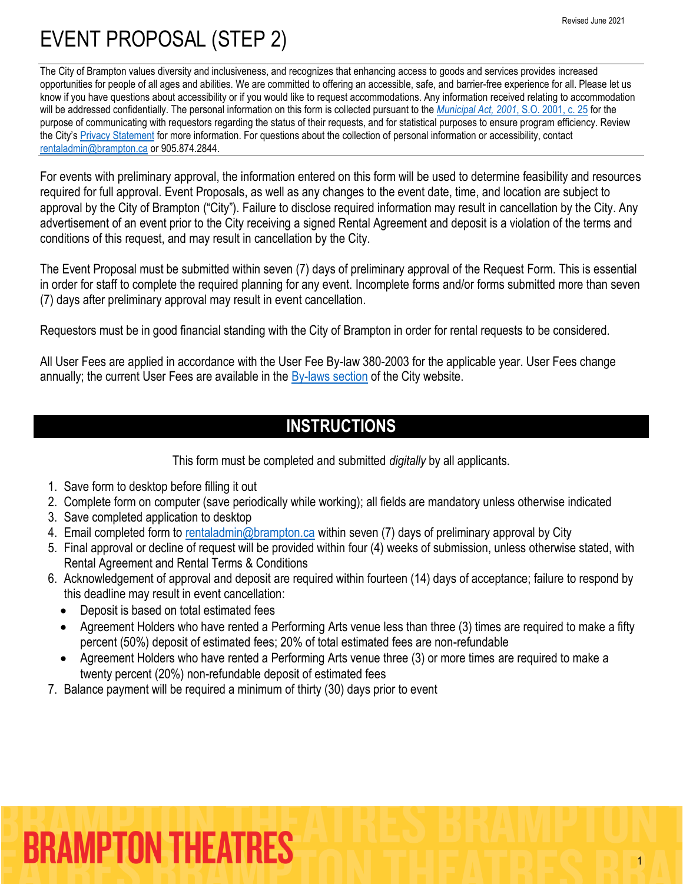Revised June 2021

# EVENT PROPOSAL (STEP 2)

The City of Brampton values diversity and inclusiveness, and recognizes that enhancing access to goods and services provides increased opportunities for people of all ages and abilities. We are committed to offering an accessible, safe, and barrier-free experience for all. Please let us know if you have questions about accessibility or if you would like to request accommodations. Any information received relating to accommodation will be addressed confidentially. The personal information on this form is collected pursuant to the *Municipal Act, 2001*, S.O. 2001, c. 25 for the purpose of communicating with requestors regarding the status of their requests, and for statistical purposes to ensure program efficiency. Review the City's Privacy Statement for more information. For questions about the collection of personal information or accessibility, contact rentaladmin@brampton.ca or 905.874.2844.

For events with preliminary approval, the information entered on this form will be used to determine feasibility and resources required for full approval. Event Proposals, as well as any changes to the event date, time, and location are subject to approval by the City of Brampton ("City"). Failure to disclose required information may result in cancellation by the City. Any advertisement of an event prior to the City receiving a signed Rental Agreement and deposit is a violation of the terms and conditions of this request, and may result in cancellation by the City.

The Event Proposal must be submitted within seven (7) days of preliminary approval of the Request Form. This is essential in order for staff to complete the required planning for any event. Incomplete forms and/or forms submitted more than seven (7) days after preliminary approval may result in event cancellation.

Requestors must be in good financial standing with the City of Brampton in order for rental requests to be considered.

All User Fees are applied in accordance with the User Fee By-law 380-2003 for the applicable year. User Fees change annually; the current User Fees are available in the By-laws section of the City website.

## INSTRUCTIONS

This form must be completed and submitted *digitally* by all applicants.

1. Save form to desktop before filling it out
2. Complete form on computer (save periodically while working); all fields are mandatory unless otherwise indicated
3. Save completed application to desktop
4. Email completed form to rentaladmin@brampton.ca within seven (7) days of preliminary approval by City
5. Final approval or decline of request will be provided within four (4) weeks of submission, unless otherwise stated, with Rental Agreement and Rental Terms & Conditions
6. Acknowledgement of approval and deposit are required within fourteen (14) days of acceptance; failure to respond by this deadline may result in event cancellation:
   - Deposit is based on total estimated fees
   - Agreement Holders who have rented a Performing Arts venue less than three (3) times are required to make a fifty percent (50%) deposit of estimated fees; 20% of total estimated fees are non-refundable
   - Agreement Holders who have rented a Performing Arts venue three (3) or more times are required to make a twenty percent (20%) non-refundable deposit of estimated fees
7. Balance payment will be required a minimum of thirty (30) days prior to event

BRAMPTON THEATRES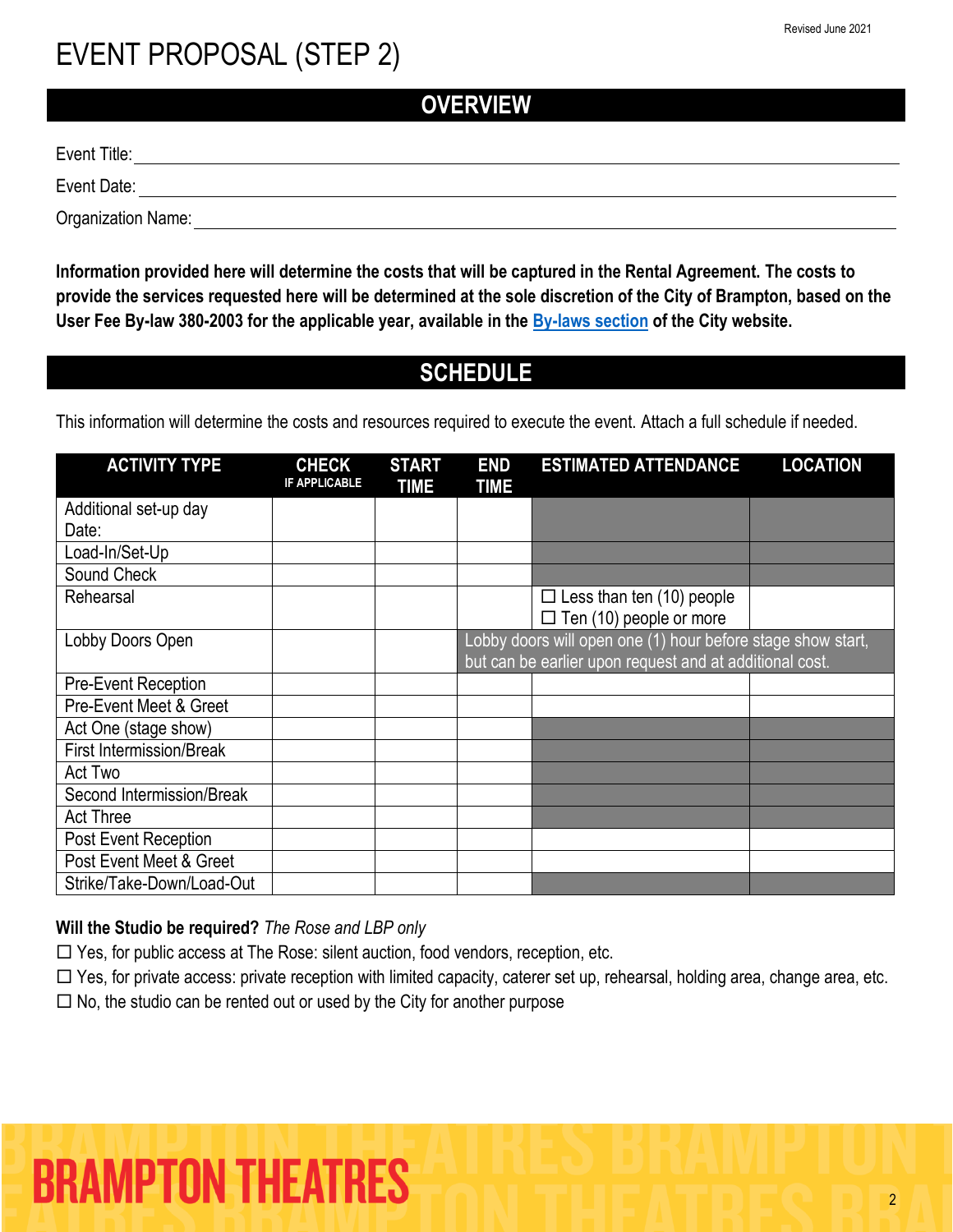# EVENT PROPOSAL (STEP 2)

## OVERVIEW

Event Title: \_\_\_\_\_\_\_\_\_\_\_\_\_\_\_\_\_\_\_\_\_\_\_\_\_\_\_\_\_\_

Event Date: \_\_\_\_\_\_\_\_\_\_\_\_\_\_\_\_\_\_\_\_\_\_\_\_\_\_\_\_\_\_

Organization Name: \_\_\_\_\_\_\_\_\_\_\_\_\_\_\_\_\_\_\_\_\_\_\_\_\_\_\_\_\_\_

**Information provided here will determine the costs that will be captured in the Rental Agreement. The costs to provide the services requested here will be determined at the sole discretion of the City of Brampton, based on the User Fee By-law 380-2003 for the applicable year, available in the By-laws section of the City website.**

## SCHEDULE

This information will determine the costs and resources required to execute the event. Attach a full schedule if needed.

| ACTIVITY TYPE | CHECK IF APPLICABLE | START TIME | END TIME | ESTIMATED ATTENDANCE | LOCATION |
|---|---|---|---|---|---|
| Additional set-up day Date: | | | | | |
| Load-In/Set-Up | | | | | |
| Sound Check | | | | | |
| Rehearsal | | | | ☐ Less than ten (10) people ☐ Ten (10) people or more | |
| Lobby Doors Open | | | Lobby doors will open one (1) hour before stage show start, but can be earlier upon request and at additional cost. | | |
| Pre-Event Reception | | | | | |
| Pre-Event Meet & Greet | | | | | |
| Act One (stage show) | | | | | |
| First Intermission/Break | | | | | |
| Act Two | | | | | |
| Second Intermission/Break | | | | | |
| Act Three | | | | | |
| Post Event Reception | | | | | |
| Post Event Meet & Greet | | | | | |
| Strike/Take-Down/Load-Out | | | | | |

**Will the Studio be required?** *The Rose and LBP only*

☐ Yes, for public access at The Rose: silent auction, food vendors, reception, etc.

☐ Yes, for private access: private reception with limited capacity, caterer set up, rehearsal, holding area, change area, etc.

☐ No, the studio can be rented out or used by the City for another purpose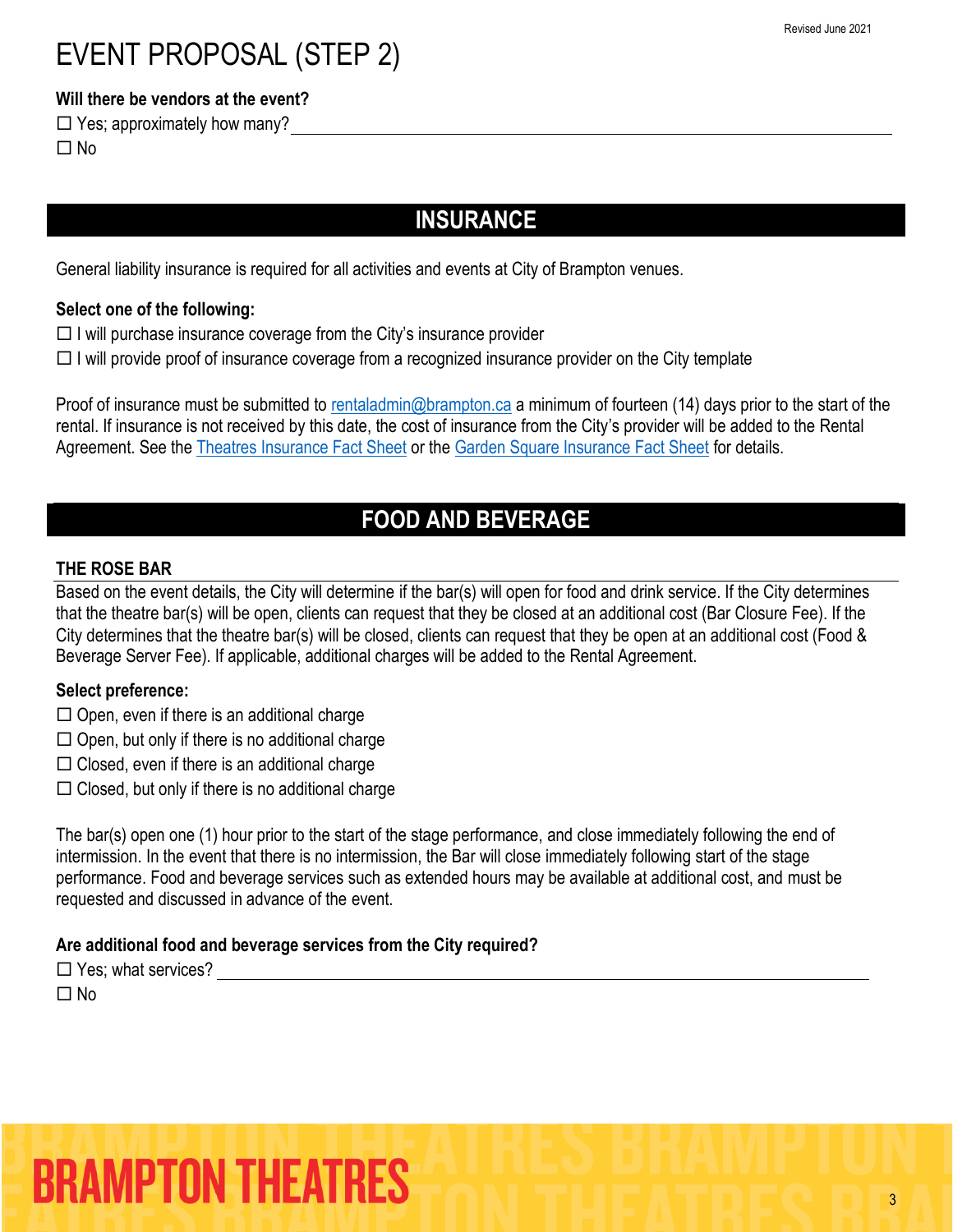# EVENT PROPOSAL (STEP 2)

**Will there be vendors at the event?**

☐ Yes; approximately how many? ______________________________

☐ No

## INSURANCE

General liability insurance is required for all activities and events at City of Brampton venues.

**Select one of the following:**

☐ I will purchase insurance coverage from the City's insurance provider

☐ I will provide proof of insurance coverage from a recognized insurance provider on the City template

Proof of insurance must be submitted to rentaladmin@brampton.ca a minimum of fourteen (14) days prior to the start of the rental. If insurance is not received by this date, the cost of insurance from the City's provider will be added to the Rental Agreement. See the Theatres Insurance Fact Sheet or the Garden Square Insurance Fact Sheet for details.

## FOOD AND BEVERAGE

### THE ROSE BAR

Based on the event details, the City will determine if the bar(s) will open for food and drink service. If the City determines that the theatre bar(s) will be open, clients can request that they be closed at an additional cost (Bar Closure Fee). If the City determines that the theatre bar(s) will be closed, clients can request that they be open at an additional cost (Food & Beverage Server Fee). If applicable, additional charges will be added to the Rental Agreement.

**Select preference:**

☐ Open, even if there is an additional charge

☐ Open, but only if there is no additional charge

☐ Closed, even if there is an additional charge

☐ Closed, but only if there is no additional charge

The bar(s) open one (1) hour prior to the start of the stage performance, and close immediately following the end of intermission. In the event that there is no intermission, the Bar will close immediately following start of the stage performance. Food and beverage services such as extended hours may be available at additional cost, and must be requested and discussed in advance of the event.

**Are additional food and beverage services from the City required?**

☐ Yes; what services? ______________________________

☐ No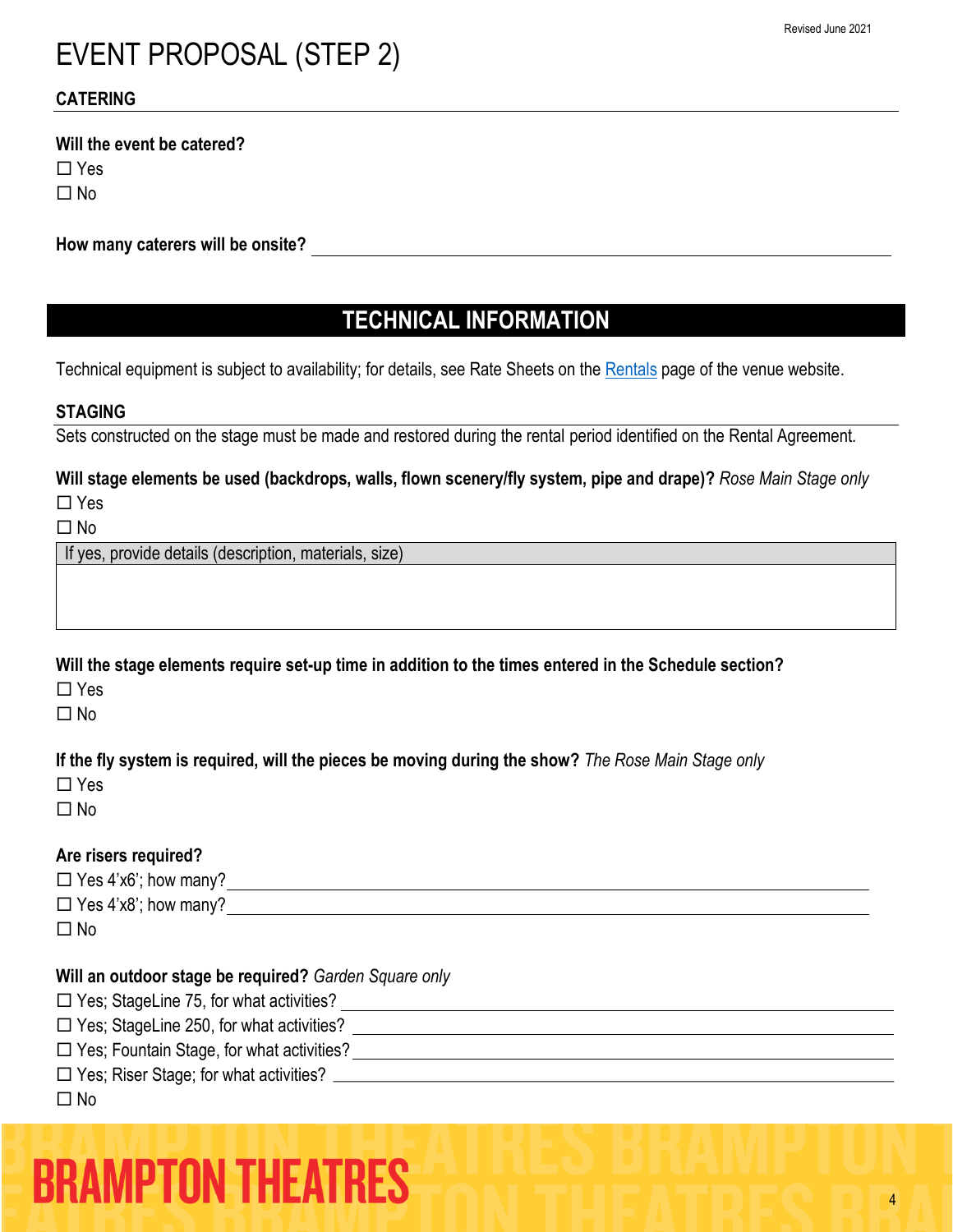# EVENT PROPOSAL (STEP 2)

### CATERING

**Will the event be catered?**

☐ Yes
☐ No

**How many caterers will be onsite?** ______________________________

## TECHNICAL INFORMATION

Technical equipment is subject to availability; for details, see Rate Sheets on the Rentals page of the venue website.

### STAGING

Sets constructed on the stage must be made and restored during the rental period identified on the Rental Agreement.

**Will stage elements be used (backdrops, walls, flown scenery/fly system, pipe and drape)?** *Rose Main Stage only*

☐ Yes
☐ No

| If yes, provide details (description, materials, size) |
|---|
| |

**Will the stage elements require set-up time in addition to the times entered in the Schedule section?**

☐ Yes
☐ No

**If the fly system is required, will the pieces be moving during the show?** *The Rose Main Stage only*

☐ Yes
☐ No

**Are risers required?**

☐ Yes 4'x6'; how many? ______________________________
☐ Yes 4'x8'; how many? ______________________________
☐ No

**Will an outdoor stage be required?** *Garden Square only*

☐ Yes; StageLine 75, for what activities? ______________________________
☐ Yes; StageLine 250, for what activities? ______________________________
☐ Yes; Fountain Stage, for what activities? ______________________________
☐ Yes; Riser Stage; for what activities? ______________________________
☐ No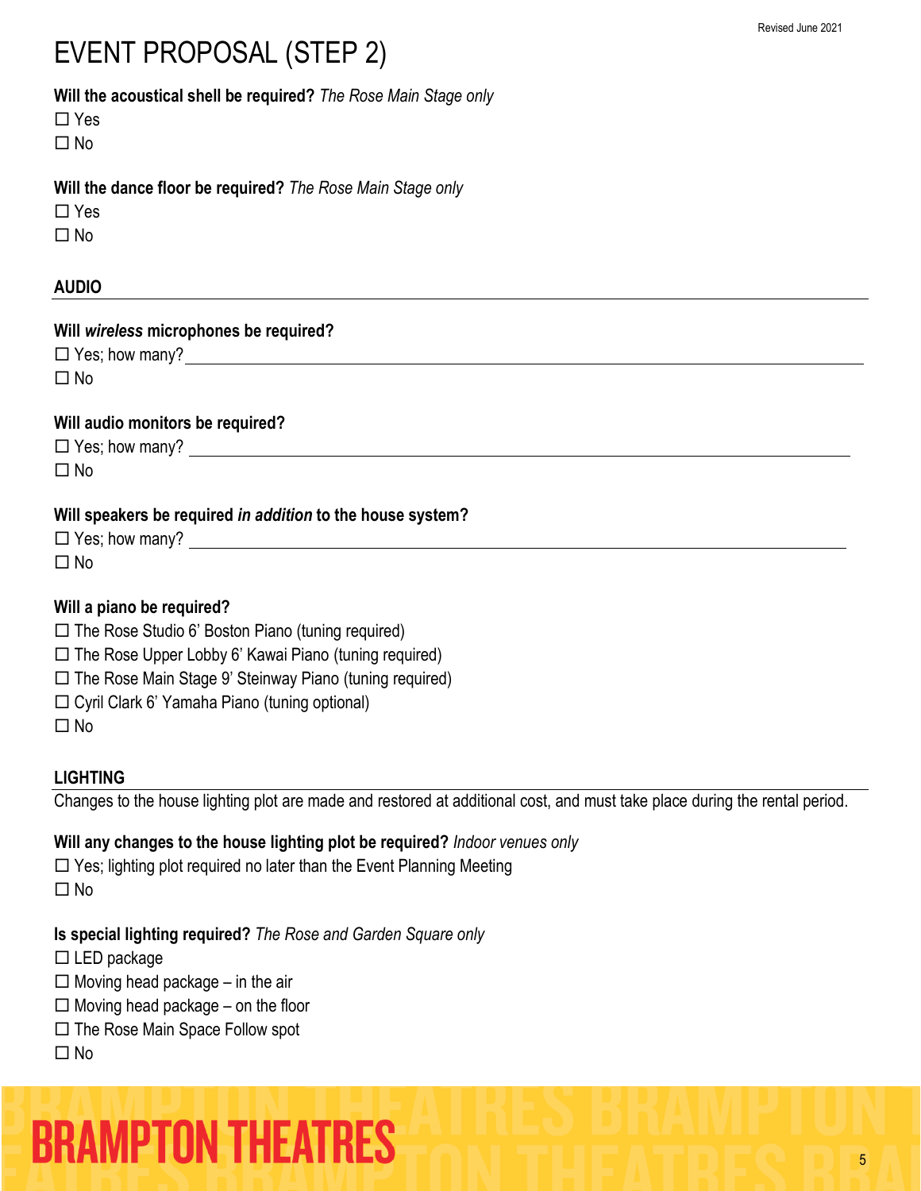# EVENT PROPOSAL (STEP 2)

**Will the acoustical shell be required?** *The Rose Main Stage only*

☐ Yes
☐ No

**Will the dance floor be required?** *The Rose Main Stage only*

☐ Yes
☐ No

## AUDIO

**Will *wireless* microphones be required?**

☐ Yes; how many? ______________________________
☐ No

**Will audio monitors be required?**

☐ Yes; how many? ______________________________
☐ No

**Will speakers be required *in addition* to the house system?**

☐ Yes; how many? ______________________________
☐ No

**Will a piano be required?**

☐ The Rose Studio 6' Boston Piano (tuning required)
☐ The Rose Upper Lobby 6' Kawai Piano (tuning required)
☐ The Rose Main Stage 9' Steinway Piano (tuning required)
☐ Cyril Clark 6' Yamaha Piano (tuning optional)
☐ No

## LIGHTING

Changes to the house lighting plot are made and restored at additional cost, and must take place during the rental period.

**Will any changes to the house lighting plot be required?** *Indoor venues only*

☐ Yes; lighting plot required no later than the Event Planning Meeting
☐ No

**Is special lighting required?** *The Rose and Garden Square only*

☐ LED package
☐ Moving head package – in the air
☐ Moving head package – on the floor
☐ The Rose Main Space Follow spot
☐ No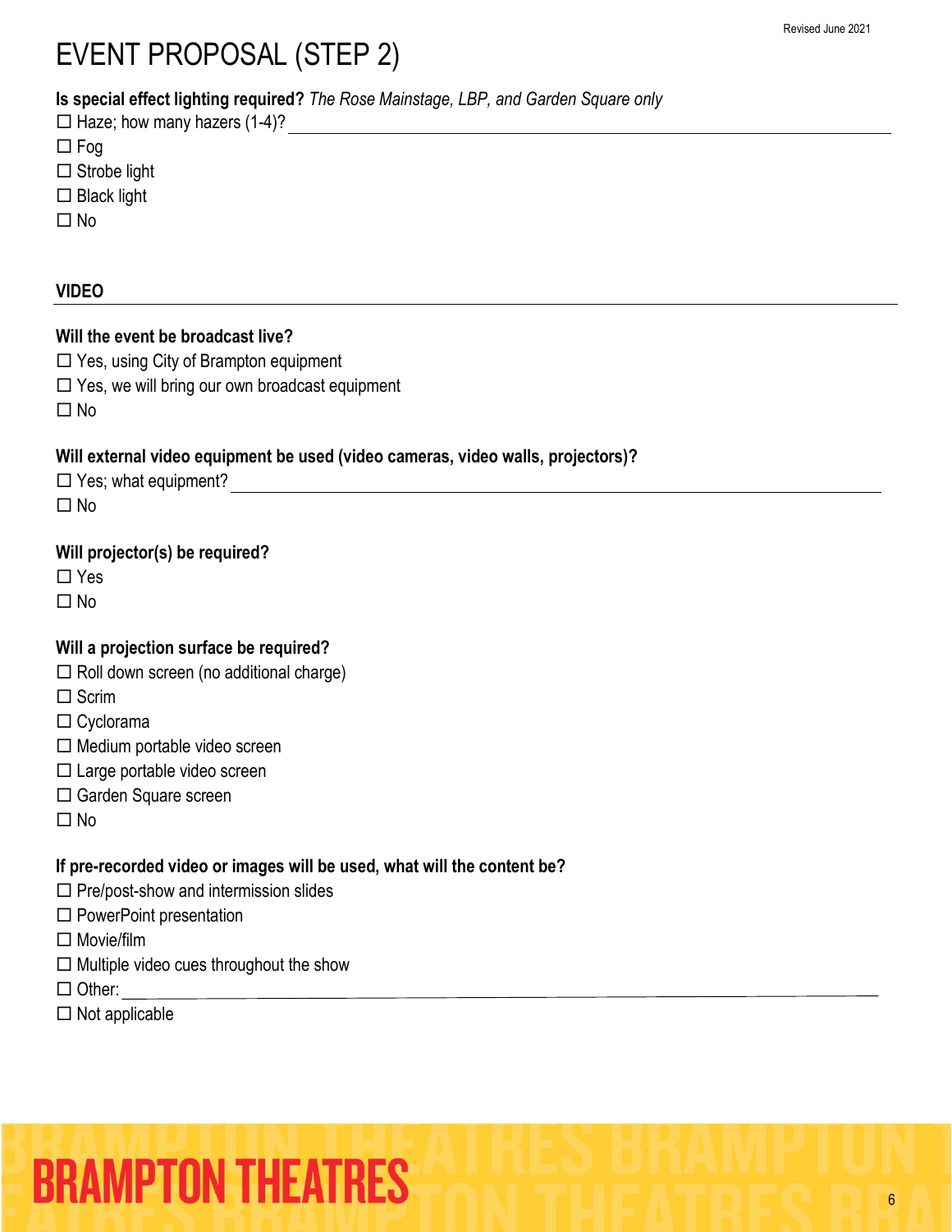# EVENT PROPOSAL (STEP 2)

**Is special effect lighting required?** *The Rose Mainstage, LBP, and Garden Square only*

☐ Haze; how many hazers (1-4)? ______________________________

☐ Fog

☐ Strobe light

☐ Black light

☐ No

## VIDEO

**Will the event be broadcast live?**

☐ Yes, using City of Brampton equipment

☐ Yes, we will bring our own broadcast equipment

☐ No

**Will external video equipment be used (video cameras, video walls, projectors)?**

☐ Yes; what equipment? ______________________________

☐ No

**Will projector(s) be required?**

☐ Yes

☐ No

**Will a projection surface be required?**

☐ Roll down screen (no additional charge)

☐ Scrim

☐ Cyclorama

☐ Medium portable video screen

☐ Large portable video screen

☐ Garden Square screen

☐ No

**If pre-recorded video or images will be used, what will the content be?**

☐ Pre/post-show and intermission slides

☐ PowerPoint presentation

☐ Movie/film

☐ Multiple video cues throughout the show

☐ Other: ______________________________

☐ Not applicable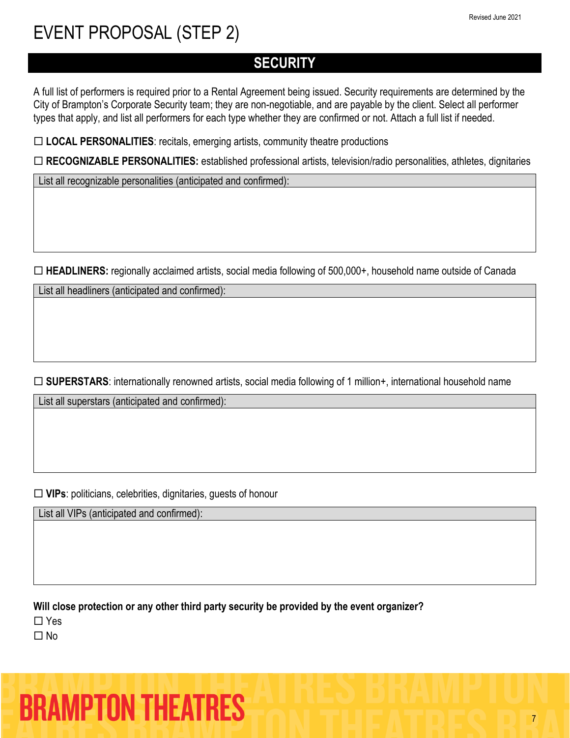# EVENT PROPOSAL (STEP 2)

## SECURITY

A full list of performers is required prior to a Rental Agreement being issued. Security requirements are determined by the City of Brampton's Corporate Security team; they are non-negotiable, and are payable by the client. Select all performer types that apply, and list all performers for each type whether they are confirmed or not. Attach a full list if needed.

☐ **LOCAL PERSONALITIES**: recitals, emerging artists, community theatre productions

☐ **RECOGNIZABLE PERSONALITIES:** established professional artists, television/radio personalities, athletes, dignitaries

| List all recognizable personalities (anticipated and confirmed): |
| --- |
| |

☐ **HEADLINERS:** regionally acclaimed artists, social media following of 500,000+, household name outside of Canada

| List all headliners (anticipated and confirmed): |
| --- |
| |

☐ **SUPERSTARS**: internationally renowned artists, social media following of 1 million+, international household name

| List all superstars (anticipated and confirmed): |
| --- |
| |

☐ **VIPs**: politicians, celebrities, dignitaries, guests of honour

| List all VIPs (anticipated and confirmed): |
| --- |
| |

**Will close protection or any other third party security be provided by the event organizer?**

☐ Yes

☐ No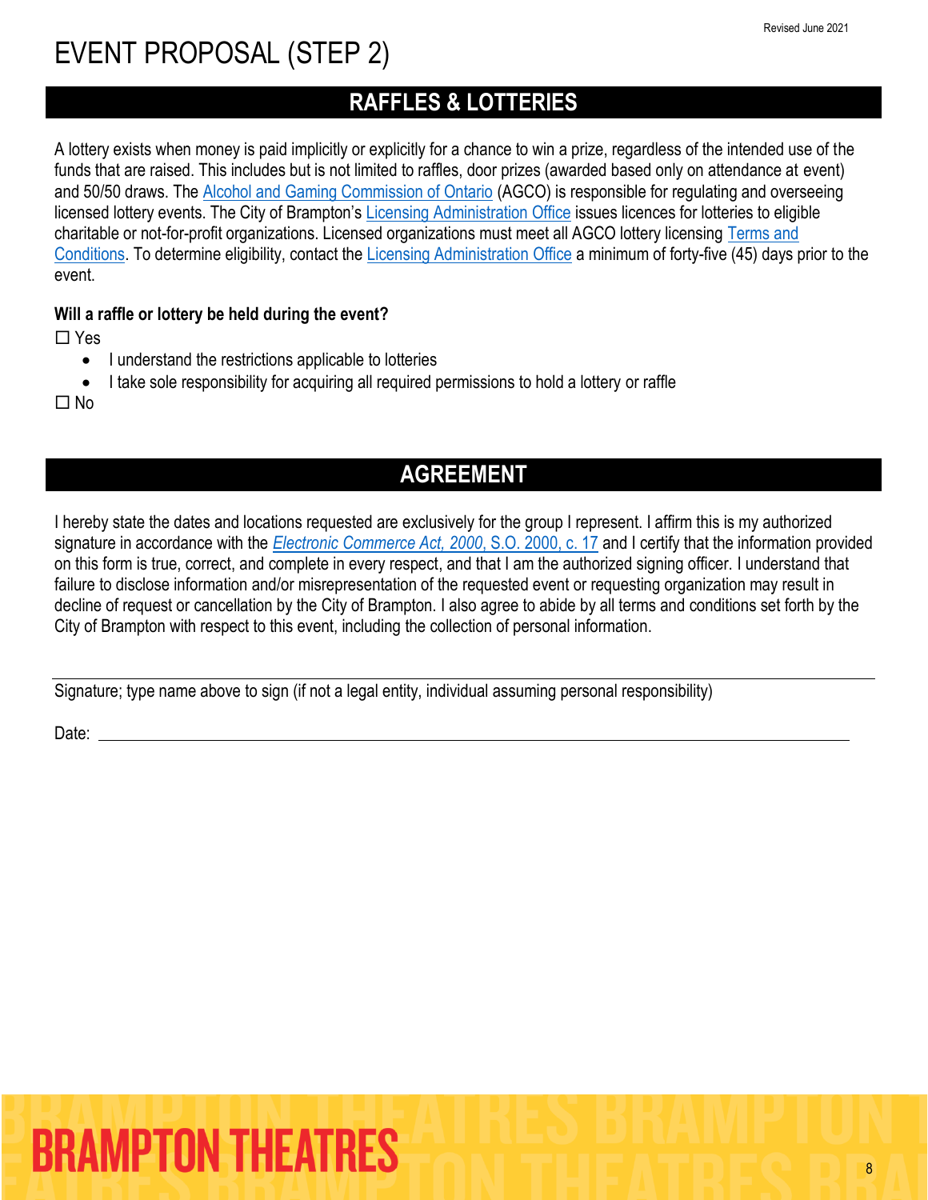# EVENT PROPOSAL (STEP 2)

## RAFFLES & LOTTERIES

A lottery exists when money is paid implicitly or explicitly for a chance to win a prize, regardless of the intended use of the funds that are raised. This includes but is not limited to raffles, door prizes (awarded based only on attendance at event) and 50/50 draws. The Alcohol and Gaming Commission of Ontario (AGCO) is responsible for regulating and overseeing licensed lottery events. The City of Brampton's Licensing Administration Office issues licences for lotteries to eligible charitable or not-for-profit organizations. Licensed organizations must meet all AGCO lottery licensing Terms and Conditions. To determine eligibility, contact the Licensing Administration Office a minimum of forty-five (45) days prior to the event.

**Will a raffle or lottery be held during the event?**

☐ Yes

- I understand the restrictions applicable to lotteries
- I take sole responsibility for acquiring all required permissions to hold a lottery or raffle

☐ No

## AGREEMENT

I hereby state the dates and locations requested are exclusively for the group I represent. I affirm this is my authorized signature in accordance with the *Electronic Commerce Act, 2000*, S.O. 2000, c. 17 and I certify that the information provided on this form is true, correct, and complete in every respect, and that I am the authorized signing officer. I understand that failure to disclose information and/or misrepresentation of the requested event or requesting organization may result in decline of request or cancellation by the City of Brampton. I also agree to abide by all terms and conditions set forth by the City of Brampton with respect to this event, including the collection of personal information.

Signature; type name above to sign (if not a legal entity, individual assuming personal responsibility)

Date: ____________________

BRAMPTON THEATRES